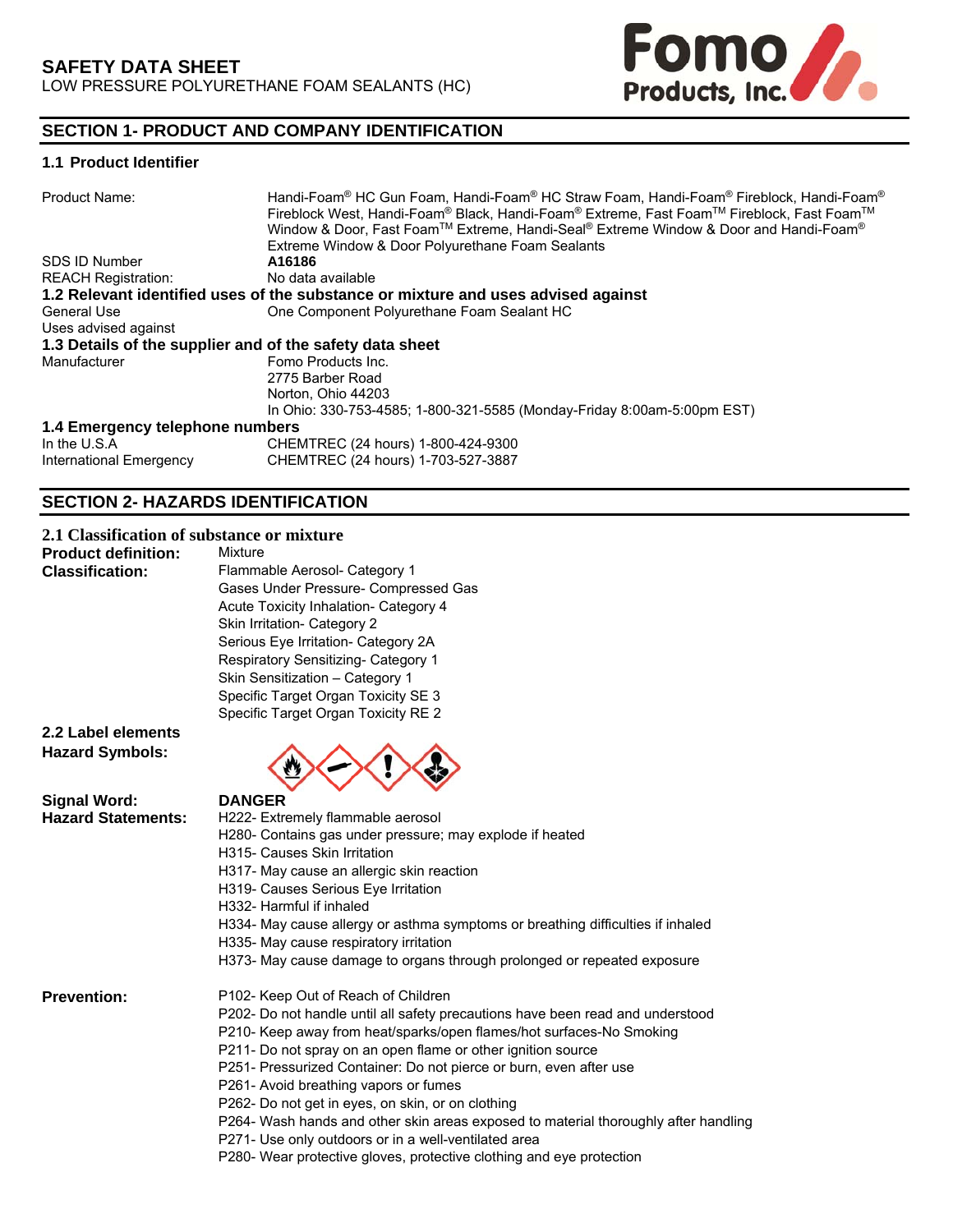# SAFETY DATA SHEET

LOW PRESSURE POLYURETHANE FOAM SEALANTS (HC)

## SECTION 1- PRODUCT AND COMPANY IDENTIFICATION

### 1.1 Product Identifier

| | |
|---|---|
| Product Name: | Handi-Foam® HC Gun Foam, Handi-Foam® HC Straw Foam, Handi-Foam® Fireblock, Handi-Foam® Fireblock West, Handi-Foam® Black, Handi-Foam® Extreme, Fast Foam™ Fireblock, Fast Foam™ Window & Door, Fast Foam™ Extreme, Handi-Seal® Extreme Window & Door and Handi-Foam® Extreme Window & Door Polyurethane Foam Sealants |
| SDS ID Number | **A16186** |
| REACH Registration: | No data available |

### 1.2 Relevant identified uses of the substance or mixture and uses advised against

| | |
|---|---|
| General Use | One Component Polyurethane Foam Sealant HC |
| Uses advised against | |

### 1.3 Details of the supplier and of the safety data sheet

| | |
|---|---|
| Manufacturer | Fomo Products Inc.<br>2775 Barber Road<br>Norton, Ohio 44203<br>In Ohio: 330-753-4585; 1-800-321-5585 (Monday-Friday 8:00am-5:00pm EST) |

### 1.4 Emergency telephone numbers

| | |
|---|---|
| In the U.S.A | CHEMTREC (24 hours) 1-800-424-9300 |
| International Emergency | CHEMTREC (24 hours) 1-703-527-3887 |

## SECTION 2- HAZARDS IDENTIFICATION

### 2.1 Classification of substance or mixture

**Product definition:** Mixture

**Classification:**
- Flammable Aerosol- Category 1
- Gases Under Pressure- Compressed Gas
- Acute Toxicity Inhalation- Category 4
- Skin Irritation- Category 2
- Serious Eye Irritation- Category 2A
- Respiratory Sensitizing- Category 1
- Skin Sensitization – Category 1
- Specific Target Organ Toxicity SE 3
- Specific Target Organ Toxicity RE 2

### 2.2 Label elements

**Hazard Symbols:**

**Signal Word:** **DANGER**

**Hazard Statements:**
- H222- Extremely flammable aerosol
- H280- Contains gas under pressure; may explode if heated
- H315- Causes Skin Irritation
- H317- May cause an allergic skin reaction
- H319- Causes Serious Eye Irritation
- H332- Harmful if inhaled
- H334- May cause allergy or asthma symptoms or breathing difficulties if inhaled
- H335- May cause respiratory irritation
- H373- May cause damage to organs through prolonged or repeated exposure

**Prevention:**
- P102- Keep Out of Reach of Children
- P202- Do not handle until all safety precautions have been read and understood
- P210- Keep away from heat/sparks/open flames/hot surfaces-No Smoking
- P211- Do not spray on an open flame or other ignition source
- P251- Pressurized Container: Do not pierce or burn, even after use
- P261- Avoid breathing vapors or fumes
- P262- Do not get in eyes, on skin, or on clothing
- P264- Wash hands and other skin areas exposed to material thoroughly after handling
- P271- Use only outdoors or in a well-ventilated area
- P280- Wear protective gloves, protective clothing and eye protection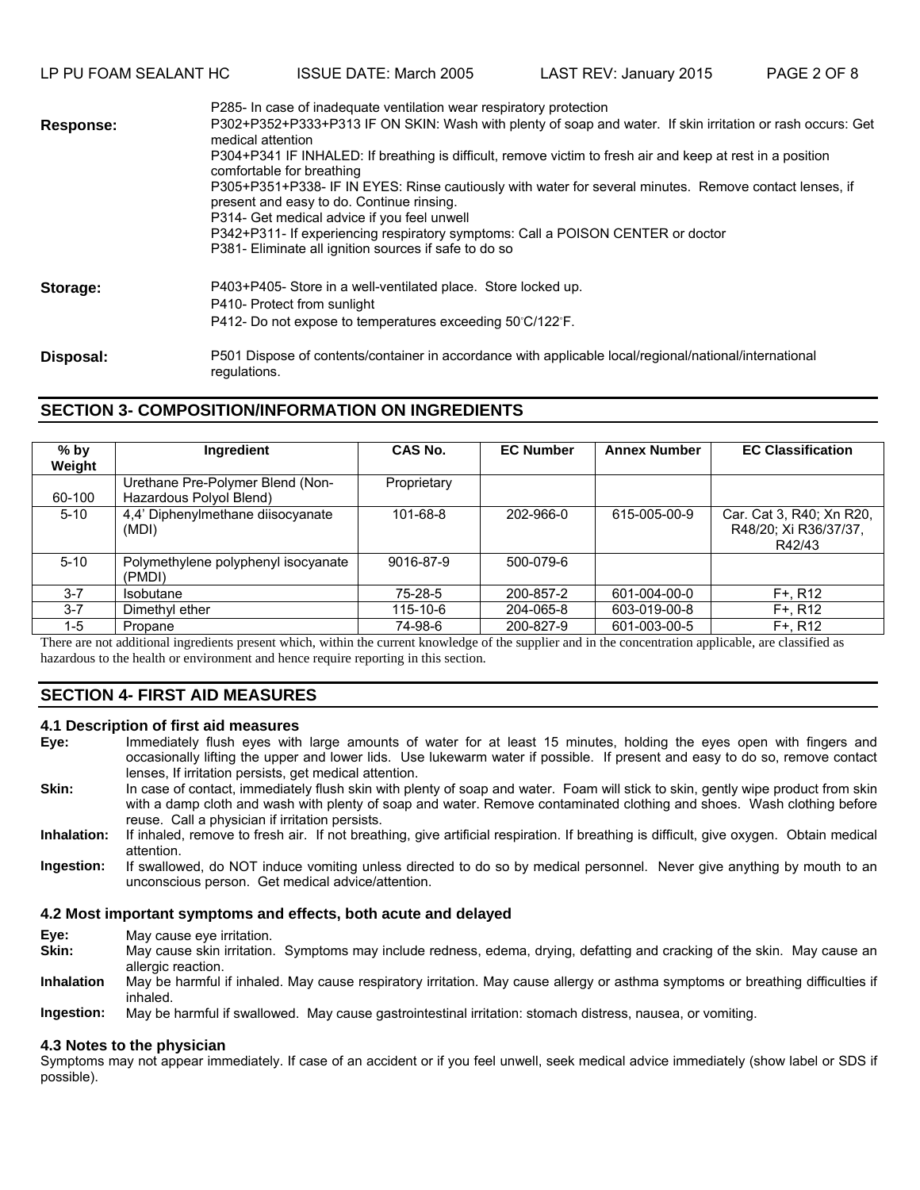P285- In case of inadequate ventilation wear respiratory protection

**Response:**
P302+P352+P333+P313 IF ON SKIN: Wash with plenty of soap and water. If skin irritation or rash occurs: Get medical attention
P304+P341 IF INHALED: If breathing is difficult, remove victim to fresh air and keep at rest in a position comfortable for breathing
P305+P351+P338- IF IN EYES: Rinse cautiously with water for several minutes. Remove contact lenses, if present and easy to do. Continue rinsing.
P314- Get medical advice if you feel unwell
P342+P311- If experiencing respiratory symptoms: Call a POISON CENTER or doctor
P381- Eliminate all ignition sources if safe to do so

**Storage:**
P403+P405- Store in a well-ventilated place. Store locked up.
P410- Protect from sunlight
P412- Do not expose to temperatures exceeding 50°C/122°F.

**Disposal:**
P501 Dispose of contents/container in accordance with applicable local/regional/national/international regulations.

## SECTION 3- COMPOSITION/INFORMATION ON INGREDIENTS

| % by Weight | Ingredient | CAS No. | EC Number | Annex Number | EC Classification |
|---|---|---|---|---|---|
| 60-100 | Urethane Pre-Polymer Blend (Non-Hazardous Polyol Blend) | Proprietary | | | |
| 5-10 | 4,4' Diphenylmethane diisocyanate (MDI) | 101-68-8 | 202-966-0 | 615-005-00-9 | Car. Cat 3, R40; Xn R20, R48/20; Xi R36/37, R42/43 |
| 5-10 | Polymethylene polyphenyl isocyanate (PMDI) | 9016-87-9 | 500-079-6 | | |
| 3-7 | Isobutane | 75-28-5 | 200-857-2 | 601-004-00-0 | F+, R12 |
| 3-7 | Dimethyl ether | 115-10-6 | 204-065-8 | 603-019-00-8 | F+, R12 |
| 1-5 | Propane | 74-98-6 | 200-827-9 | 601-003-00-5 | F+, R12 |

There are not additional ingredients present which, within the current knowledge of the supplier and in the concentration applicable, are classified as hazardous to the health or environment and hence require reporting in this section.

## SECTION 4- FIRST AID MEASURES

### 4.1 Description of first aid measures

**Eye:** Immediately flush eyes with large amounts of water for at least 15 minutes, holding the eyes open with fingers and occasionally lifting the upper and lower lids. Use lukewarm water if possible. If present and easy to do so, remove contact lenses, If irritation persists, get medical attention.

**Skin:** In case of contact, immediately flush skin with plenty of soap and water. Foam will stick to skin, gently wipe product from skin with a damp cloth and wash with plenty of soap and water. Remove contaminated clothing and shoes. Wash clothing before reuse. Call a physician if irritation persists.

**Inhalation:** If inhaled, remove to fresh air. If not breathing, give artificial respiration. If breathing is difficult, give oxygen. Obtain medical attention.

**Ingestion:** If swallowed, do NOT induce vomiting unless directed to do so by medical personnel. Never give anything by mouth to an unconscious person. Get medical advice/attention.

### 4.2 Most important symptoms and effects, both acute and delayed

**Eye:** May cause eye irritation.

**Skin:** May cause skin irritation. Symptoms may include redness, edema, drying, defatting and cracking of the skin. May cause an allergic reaction.

**Inhalation** May be harmful if inhaled. May cause respiratory irritation. May cause allergy or asthma symptoms or breathing difficulties if inhaled.

**Ingestion:** May be harmful if swallowed. May cause gastrointestinal irritation: stomach distress, nausea, or vomiting.

### 4.3 Notes to the physician

Symptoms may not appear immediately. If case of an accident or if you feel unwell, seek medical advice immediately (show label or SDS if possible).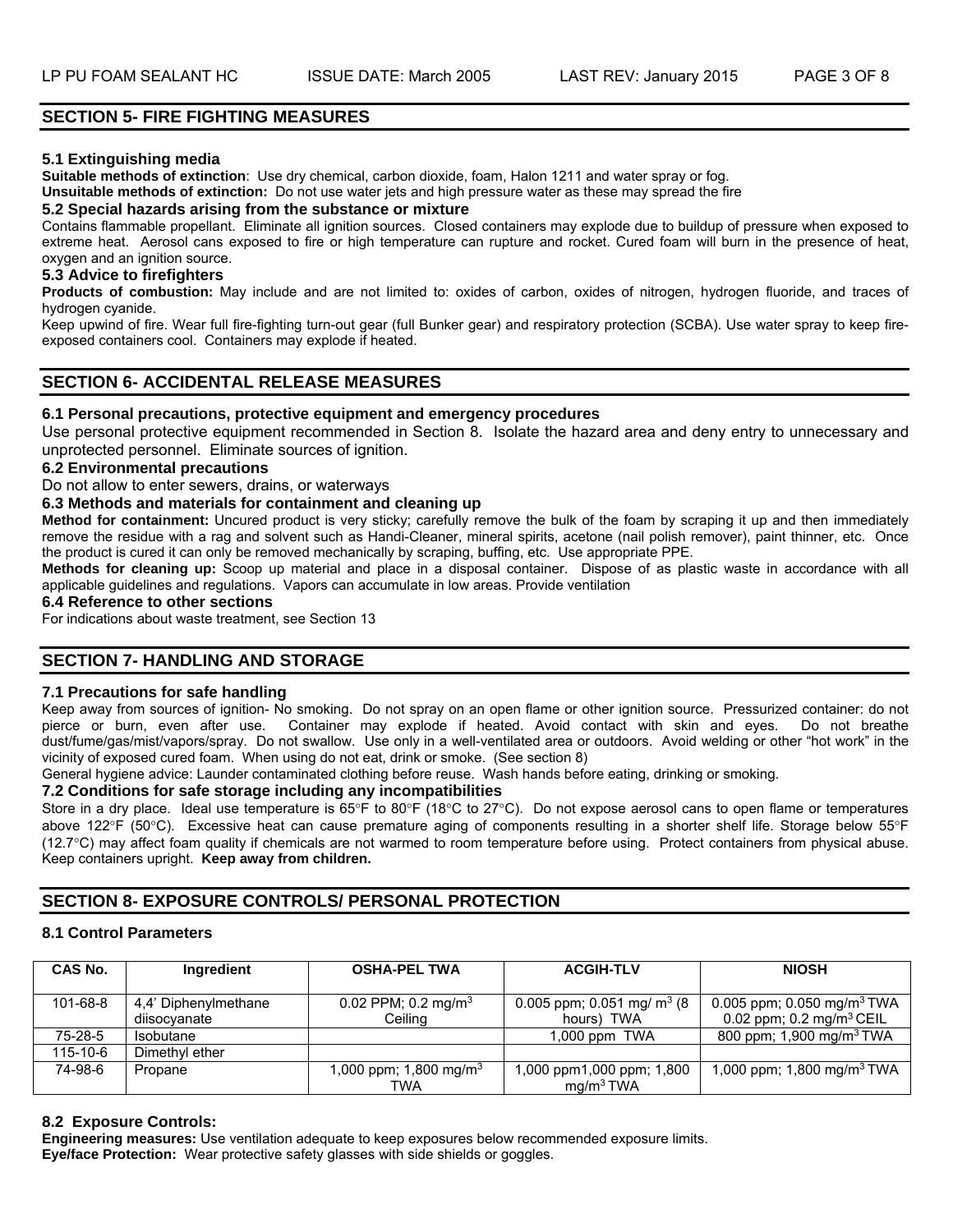## SECTION 5- FIRE FIGHTING MEASURES

### 5.1 Extinguishing media

**Suitable methods of extinction**: Use dry chemical, carbon dioxide, foam, Halon 1211 and water spray or fog.

**Unsuitable methods of extinction:** Do not use water jets and high pressure water as these may spread the fire

### 5.2 Special hazards arising from the substance or mixture

Contains flammable propellant. Eliminate all ignition sources. Closed containers may explode due to buildup of pressure when exposed to extreme heat. Aerosol cans exposed to fire or high temperature can rupture and rocket. Cured foam will burn in the presence of heat, oxygen and an ignition source.

### 5.3 Advice to firefighters

**Products of combustion:** May include and are not limited to: oxides of carbon, oxides of nitrogen, hydrogen fluoride, and traces of hydrogen cyanide.

Keep upwind of fire. Wear full fire-fighting turn-out gear (full Bunker gear) and respiratory protection (SCBA). Use water spray to keep fire-exposed containers cool. Containers may explode if heated.

## SECTION 6- ACCIDENTAL RELEASE MEASURES

### 6.1 Personal precautions, protective equipment and emergency procedures

Use personal protective equipment recommended in Section 8. Isolate the hazard area and deny entry to unnecessary and unprotected personnel. Eliminate sources of ignition.

### 6.2 Environmental precautions

Do not allow to enter sewers, drains, or waterways

### 6.3 Methods and materials for containment and cleaning up

**Method for containment:** Uncured product is very sticky; carefully remove the bulk of the foam by scraping it up and then immediately remove the residue with a rag and solvent such as Handi-Cleaner, mineral spirits, acetone (nail polish remover), paint thinner, etc. Once the product is cured it can only be removed mechanically by scraping, buffing, etc. Use appropriate PPE.

**Methods for cleaning up:** Scoop up material and place in a disposal container. Dispose of as plastic waste in accordance with all applicable guidelines and regulations. Vapors can accumulate in low areas. Provide ventilation

### 6.4 Reference to other sections

For indications about waste treatment, see Section 13

## SECTION 7- HANDLING AND STORAGE

### 7.1 Precautions for safe handling

Keep away from sources of ignition- No smoking. Do not spray on an open flame or other ignition source. Pressurized container: do not pierce or burn, even after use. Container may explode if heated. Avoid contact with skin and eyes. Do not breathe dust/fume/gas/mist/vapors/spray. Do not swallow. Use only in a well-ventilated area or outdoors. Avoid welding or other "hot work" in the vicinity of exposed cured foam. When using do not eat, drink or smoke. (See section 8)

General hygiene advice: Launder contaminated clothing before reuse. Wash hands before eating, drinking or smoking.

### 7.2 Conditions for safe storage including any incompatibilities

Store in a dry place. Ideal use temperature is 65°F to 80°F (18°C to 27°C). Do not expose aerosol cans to open flame or temperatures above 122°F (50°C). Excessive heat can cause premature aging of components resulting in a shorter shelf life. Storage below 55°F (12.7°C) may affect foam quality if chemicals are not warmed to room temperature before using. Protect containers from physical abuse. Keep containers upright. **Keep away from children.**

## SECTION 8- EXPOSURE CONTROLS/ PERSONAL PROTECTION

### 8.1 Control Parameters

| CAS No. | Ingredient | OSHA-PEL TWA | ACGIH-TLV | NIOSH |
|---|---|---|---|---|
| 101-68-8 | 4,4' Diphenylmethane diisocyanate | 0.02 PPM; 0.2 mg/m$^3$ Ceiling | 0.005 ppm; 0.051 mg/ m$^3$ (8 hours) TWA | 0.005 ppm; 0.050 mg/m$^3$ TWA 0.02 ppm; 0.2 mg/m$^3$ CEIL |
| 75-28-5 | Isobutane | | 1,000 ppm TWA | 800 ppm; 1,900 mg/m$^3$ TWA |
| 115-10-6 | Dimethyl ether | | | |
| 74-98-6 | Propane | 1,000 ppm; 1,800 mg/m$^3$ TWA | 1,000 ppm1,000 ppm; 1,800 mg/m$^3$ TWA | 1,000 ppm; 1,800 mg/m$^3$ TWA |

### 8.2 Exposure Controls:

**Engineering measures:** Use ventilation adequate to keep exposures below recommended exposure limits.

**Eye/face Protection:** Wear protective safety glasses with side shields or goggles.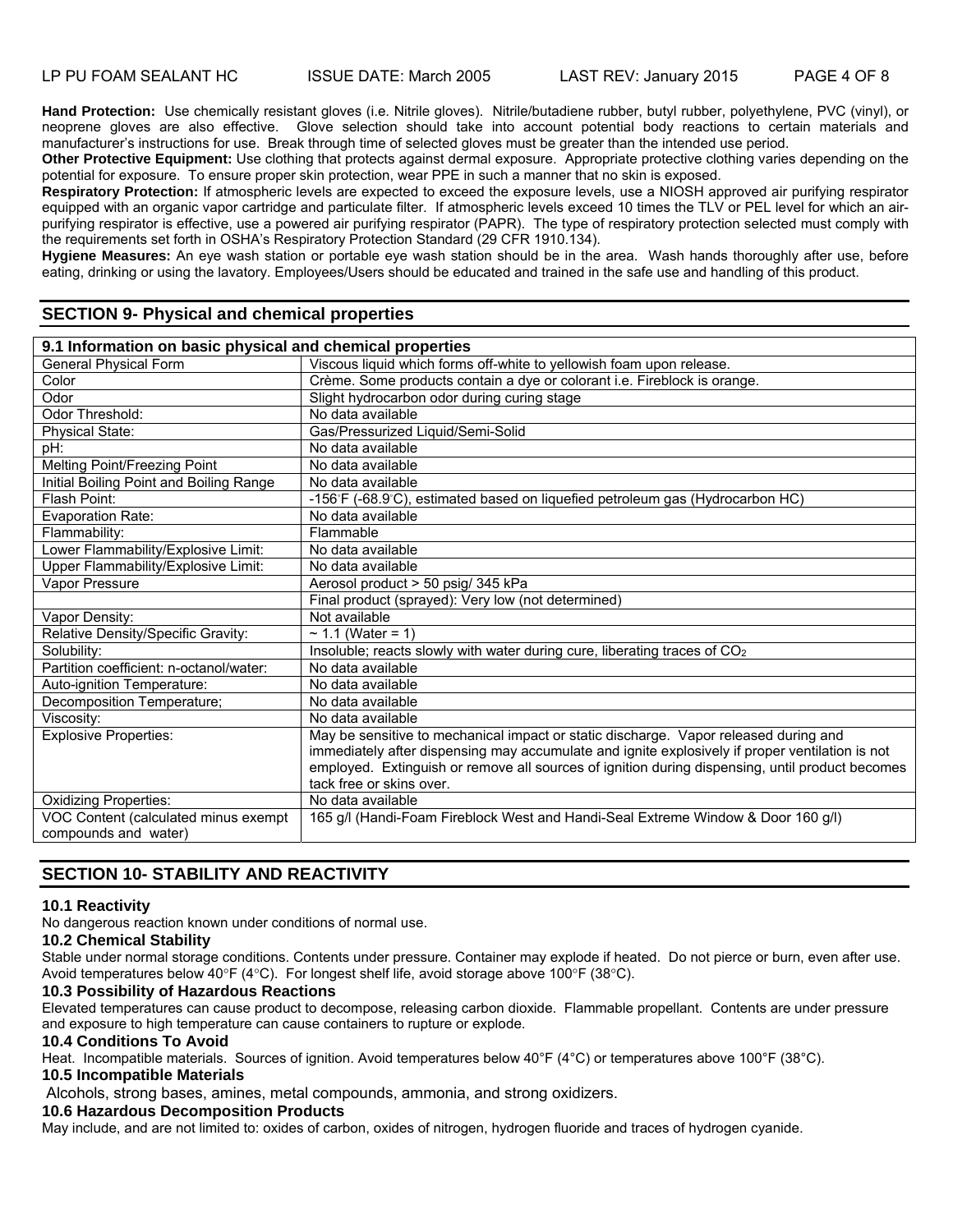**Hand Protection:** Use chemically resistant gloves (i.e. Nitrile gloves). Nitrile/butadiene rubber, butyl rubber, polyethylene, PVC (vinyl), or neoprene gloves are also effective. Glove selection should take into account potential body reactions to certain materials and manufacturer's instructions for use. Break through time of selected gloves must be greater than the intended use period.

**Other Protective Equipment:** Use clothing that protects against dermal exposure. Appropriate protective clothing varies depending on the potential for exposure. To ensure proper skin protection, wear PPE in such a manner that no skin is exposed.

**Respiratory Protection:** If atmospheric levels are expected to exceed the exposure levels, use a NIOSH approved air purifying respirator equipped with an organic vapor cartridge and particulate filter. If atmospheric levels exceed 10 times the TLV or PEL level for which an air-purifying respirator is effective, use a powered air purifying respirator (PAPR). The type of respiratory protection selected must comply with the requirements set forth in OSHA's Respiratory Protection Standard (29 CFR 1910.134).

**Hygiene Measures:** An eye wash station or portable eye wash station should be in the area. Wash hands thoroughly after use, before eating, drinking or using the lavatory. Employees/Users should be educated and trained in the safe use and handling of this product.

## SECTION 9- Physical and chemical properties

| 9.1 Information on basic physical and chemical properties | |
|---|---|
| General Physical Form | Viscous liquid which forms off-white to yellowish foam upon release. |
| Color | Crème. Some products contain a dye or colorant i.e. Fireblock is orange. |
| Odor | Slight hydrocarbon odor during curing stage |
| Odor Threshold: | No data available |
| Physical State: | Gas/Pressurized Liquid/Semi-Solid |
| pH: | No data available |
| Melting Point/Freezing Point | No data available |
| Initial Boiling Point and Boiling Range | No data available |
| Flash Point: | -156°F (-68.9°C), estimated based on liquefied petroleum gas (Hydrocarbon HC) |
| Evaporation Rate: | No data available |
| Flammability: | Flammable |
| Lower Flammability/Explosive Limit: | No data available |
| Upper Flammability/Explosive Limit: | No data available |
| Vapor Pressure | Aerosol product > 50 psig/ 345 kPa |
| | Final product (sprayed): Very low (not determined) |
| Vapor Density: | Not available |
| Relative Density/Specific Gravity: | ~ 1.1 (Water = 1) |
| Solubility: | Insoluble; reacts slowly with water during cure, liberating traces of $CO_2$ |
| Partition coefficient: n-octanol/water: | No data available |
| Auto-ignition Temperature: | No data available |
| Decomposition Temperature; | No data available |
| Viscosity: | No data available |
| Explosive Properties: | May be sensitive to mechanical impact or static discharge. Vapor released during and immediately after dispensing may accumulate and ignite explosively if proper ventilation is not employed. Extinguish or remove all sources of ignition during dispensing, until product becomes tack free or skins over. |
| Oxidizing Properties: | No data available |
| VOC Content (calculated minus exempt compounds and water) | 165 g/l (Handi-Foam Fireblock West and Handi-Seal Extreme Window & Door 160 g/l) |

## SECTION 10- STABILITY AND REACTIVITY

### 10.1 Reactivity

No dangerous reaction known under conditions of normal use.

### 10.2 Chemical Stability

Stable under normal storage conditions. Contents under pressure. Container may explode if heated. Do not pierce or burn, even after use. Avoid temperatures below 40°F (4°C). For longest shelf life, avoid storage above 100°F (38°C).

### 10.3 Possibility of Hazardous Reactions

Elevated temperatures can cause product to decompose, releasing carbon dioxide. Flammable propellant. Contents are under pressure and exposure to high temperature can cause containers to rupture or explode.

### 10.4 Conditions To Avoid

Heat. Incompatible materials. Sources of ignition. Avoid temperatures below 40°F (4°C) or temperatures above 100°F (38°C).

### 10.5 Incompatible Materials

Alcohols, strong bases, amines, metal compounds, ammonia, and strong oxidizers.

### 10.6 Hazardous Decomposition Products

May include, and are not limited to: oxides of carbon, oxides of nitrogen, hydrogen fluoride and traces of hydrogen cyanide.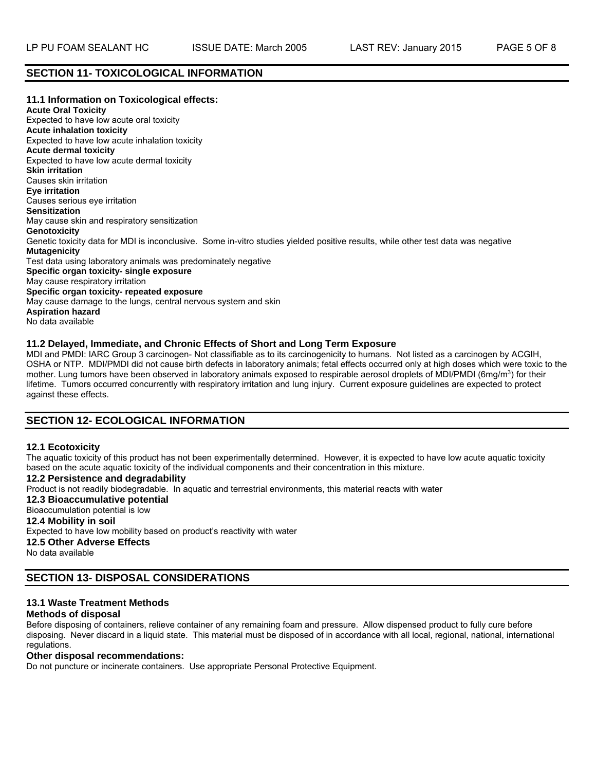## SECTION 11- TOXICOLOGICAL INFORMATION

### 11.1 Information on Toxicological effects:

**Acute Oral Toxicity**
Expected to have low acute oral toxicity
**Acute inhalation toxicity**
Expected to have low acute inhalation toxicity
**Acute dermal toxicity**
Expected to have low acute dermal toxicity
**Skin irritation**
Causes skin irritation
**Eye irritation**
Causes serious eye irritation
**Sensitization**
May cause skin and respiratory sensitization
**Genotoxicity**
Genetic toxicity data for MDI is inconclusive. Some in-vitro studies yielded positive results, while other test data was negative
**Mutagenicity**
Test data using laboratory animals was predominately negative
**Specific organ toxicity- single exposure**
May cause respiratory irritation
**Specific organ toxicity- repeated exposure**
May cause damage to the lungs, central nervous system and skin
**Aspiration hazard**
No data available

### 11.2 Delayed, Immediate, and Chronic Effects of Short and Long Term Exposure

MDI and PMDI: IARC Group 3 carcinogen- Not classifiable as to its carcinogenicity to humans. Not listed as a carcinogen by ACGIH, OSHA or NTP. MDI/PMDI did not cause birth defects in laboratory animals; fetal effects occurred only at high doses which were toxic to the mother. Lung tumors have been observed in laboratory animals exposed to respirable aerosol droplets of MDI/PMDI (6mg/$m^3$) for their lifetime. Tumors occurred concurrently with respiratory irritation and lung injury. Current exposure guidelines are expected to protect against these effects.

## SECTION 12- ECOLOGICAL INFORMATION

### 12.1 Ecotoxicity

The aquatic toxicity of this product has not been experimentally determined. However, it is expected to have low acute aquatic toxicity based on the acute aquatic toxicity of the individual components and their concentration in this mixture.

### 12.2 Persistence and degradability

Product is not readily biodegradable. In aquatic and terrestrial environments, this material reacts with water

### 12.3 Bioaccumulative potential

Bioaccumulation potential is low

### 12.4 Mobility in soil

Expected to have low mobility based on product's reactivity with water

### 12.5 Other Adverse Effects

No data available

## SECTION 13- DISPOSAL CONSIDERATIONS

### 13.1 Waste Treatment Methods

**Methods of disposal**

Before disposing of containers, relieve container of any remaining foam and pressure. Allow dispensed product to fully cure before disposing. Never discard in a liquid state. This material must be disposed of in accordance with all local, regional, national, international regulations.

**Other disposal recommendations:**

Do not puncture or incinerate containers. Use appropriate Personal Protective Equipment.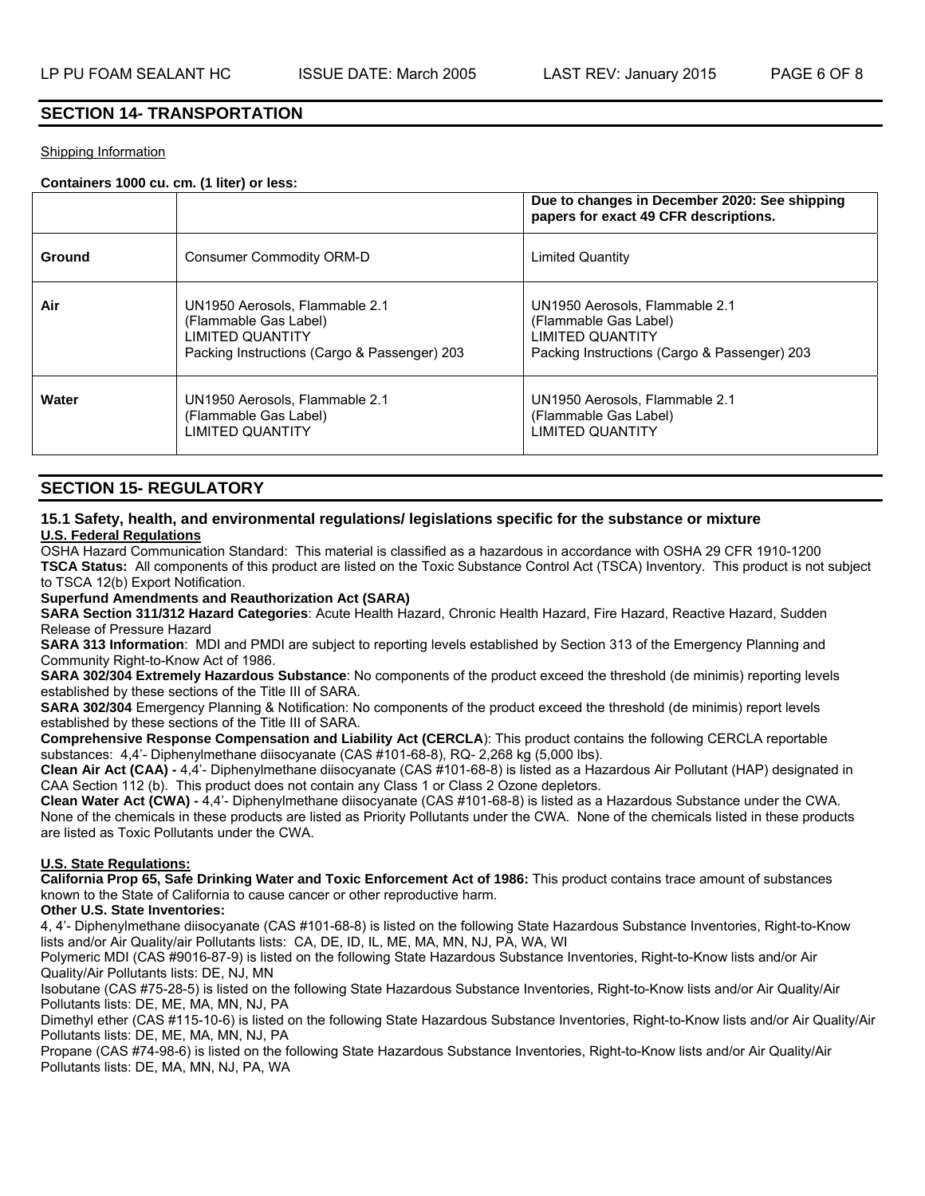## SECTION 14- TRANSPORTATION

Shipping Information

**Containers 1000 cu. cm. (1 liter) or less:**

| | | **Due to changes in December 2020: See shipping papers for exact 49 CFR descriptions.** |
|---|---|---|
| **Ground** | Consumer Commodity ORM-D | Limited Quantity |
| **Air** | UN1950 Aerosols, Flammable 2.1<br>(Flammable Gas Label)<br>LIMITED QUANTITY<br>Packing Instructions (Cargo & Passenger) 203 | UN1950 Aerosols, Flammable 2.1<br>(Flammable Gas Label)<br>LIMITED QUANTITY<br>Packing Instructions (Cargo & Passenger) 203 |
| **Water** | UN1950 Aerosols, Flammable 2.1<br>(Flammable Gas Label)<br>LIMITED QUANTITY | UN1950 Aerosols, Flammable 2.1<br>(Flammable Gas Label)<br>LIMITED QUANTITY |

## SECTION 15- REGULATORY

### 15.1 Safety, health, and environmental regulations/ legislations specific for the substance or mixture

**U.S. Federal Regulations**

OSHA Hazard Communication Standard: This material is classified as a hazardous in accordance with OSHA 29 CFR 1910-1200

**TSCA Status:** All components of this product are listed on the Toxic Substance Control Act (TSCA) Inventory. This product is not subject to TSCA 12(b) Export Notification.

**Superfund Amendments and Reauthorization Act (SARA)**

**SARA Section 311/312 Hazard Categories**: Acute Health Hazard, Chronic Health Hazard, Fire Hazard, Reactive Hazard, Sudden Release of Pressure Hazard

**SARA 313 Information**: MDI and PMDI are subject to reporting levels established by Section 313 of the Emergency Planning and Community Right-to-Know Act of 1986.

**SARA 302/304 Extremely Hazardous Substance**: No components of the product exceed the threshold (de minimis) reporting levels established by these sections of the Title III of SARA.

**SARA 302/304** Emergency Planning & Notification: No components of the product exceed the threshold (de minimis) report levels established by these sections of the Title III of SARA.

**Comprehensive Response Compensation and Liability Act (CERCLA**): This product contains the following CERCLA reportable substances: 4,4'- Diphenylmethane diisocyanate (CAS #101-68-8), RQ- 2,268 kg (5,000 lbs).

**Clean Air Act (CAA) -** 4,4'- Diphenylmethane diisocyanate (CAS #101-68-8) is listed as a Hazardous Air Pollutant (HAP) designated in CAA Section 112 (b). This product does not contain any Class 1 or Class 2 Ozone depletors.

**Clean Water Act (CWA) -** 4,4'- Diphenylmethane diisocyanate (CAS #101-68-8) is listed as a Hazardous Substance under the CWA. None of the chemicals in these products are listed as Priority Pollutants under the CWA. None of the chemicals listed in these products are listed as Toxic Pollutants under the CWA.

**U.S. State Regulations:**

**California Prop 65, Safe Drinking Water and Toxic Enforcement Act of 1986:** This product contains trace amount of substances known to the State of California to cause cancer or other reproductive harm.

**Other U.S. State Inventories:**

4, 4'- Diphenylmethane diisocyanate (CAS #101-68-8) is listed on the following State Hazardous Substance Inventories, Right-to-Know lists and/or Air Quality/air Pollutants lists: CA, DE, ID, IL, ME, MA, MN, NJ, PA, WA, WI

Polymeric MDI (CAS #9016-87-9) is listed on the following State Hazardous Substance Inventories, Right-to-Know lists and/or Air Quality/Air Pollutants lists: DE, NJ, MN

Isobutane (CAS #75-28-5) is listed on the following State Hazardous Substance Inventories, Right-to-Know lists and/or Air Quality/Air Pollutants lists: DE, ME, MA, MN, NJ, PA

Dimethyl ether (CAS #115-10-6) is listed on the following State Hazardous Substance Inventories, Right-to-Know lists and/or Air Quality/Air Pollutants lists: DE, ME, MA, MN, NJ, PA

Propane (CAS #74-98-6) is listed on the following State Hazardous Substance Inventories, Right-to-Know lists and/or Air Quality/Air Pollutants lists: DE, MA, MN, NJ, PA, WA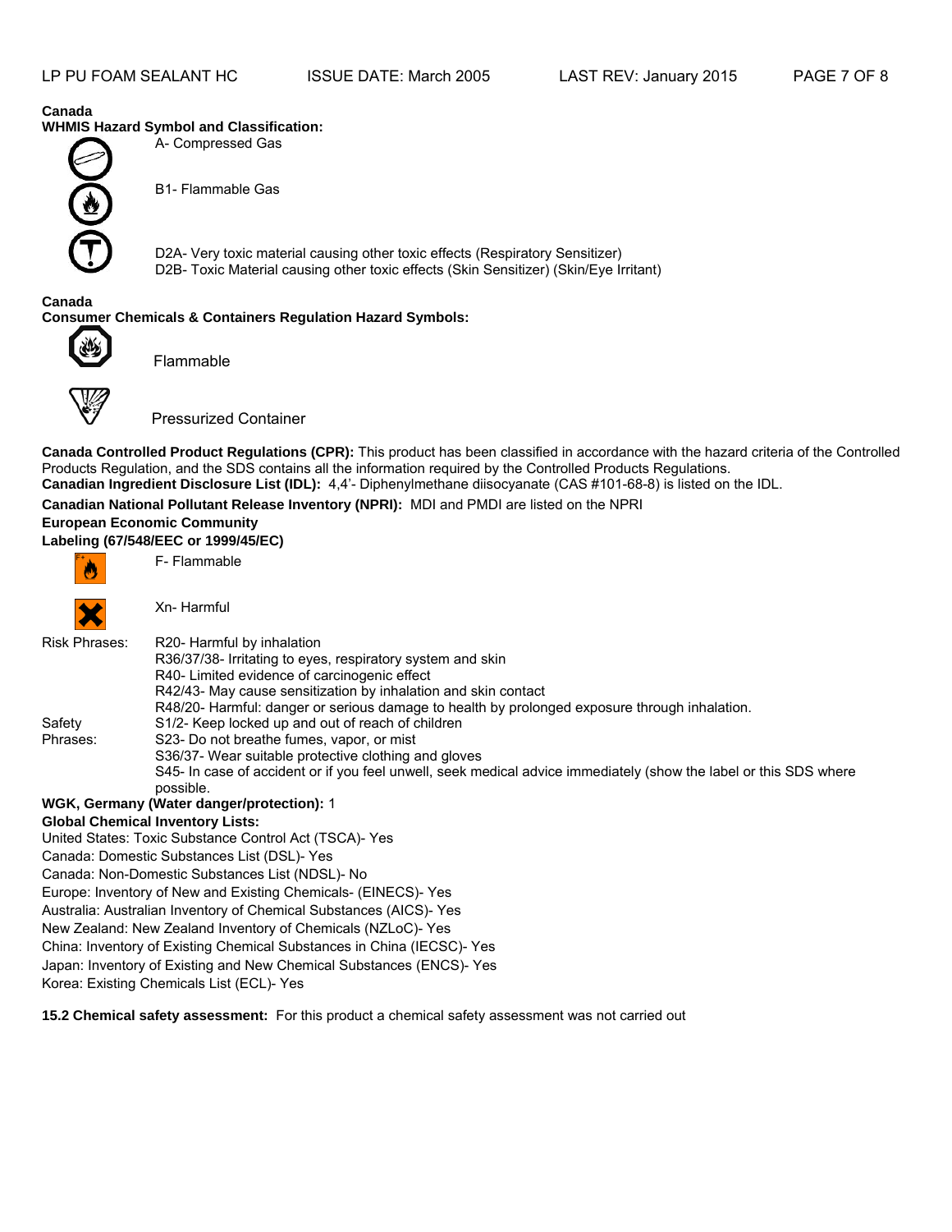**Canada**
**WHMIS Hazard Symbol and Classification:**

A- Compressed Gas

B1- Flammable Gas

D2A- Very toxic material causing other toxic effects (Respiratory Sensitizer)
D2B- Toxic Material causing other toxic effects (Skin Sensitizer) (Skin/Eye Irritant)

**Canada**
**Consumer Chemicals & Containers Regulation Hazard Symbols:**

Flammable

Pressurized Container

**Canada Controlled Product Regulations (CPR):** This product has been classified in accordance with the hazard criteria of the Controlled Products Regulation, and the SDS contains all the information required by the Controlled Products Regulations.
**Canadian Ingredient Disclosure List (IDL):** 4,4'- Diphenylmethane diisocyanate (CAS #101-68-8) is listed on the IDL.

**Canadian National Pollutant Release Inventory (NPRI):** MDI and PMDI are listed on the NPRI

**European Economic Community**
**Labeling (67/548/EEC or 1999/45/EC)**

F- Flammable

Xn- Harmful

Risk Phrases:
R20- Harmful by inhalation
R36/37/38- Irritating to eyes, respiratory system and skin
R40- Limited evidence of carcinogenic effect
R42/43- May cause sensitization by inhalation and skin contact
R48/20- Harmful: danger or serious damage to health by prolonged exposure through inhalation.

Safety Phrases:
S1/2- Keep locked up and out of reach of children
S23- Do not breathe fumes, vapor, or mist
S36/37- Wear suitable protective clothing and gloves
S45- In case of accident or if you feel unwell, seek medical advice immediately (show the label or this SDS where possible.

**WGK, Germany (Water danger/protection):** 1

**Global Chemical Inventory Lists:**
United States: Toxic Substance Control Act (TSCA)- Yes
Canada: Domestic Substances List (DSL)- Yes
Canada: Non-Domestic Substances List (NDSL)- No
Europe: Inventory of New and Existing Chemicals- (EINECS)- Yes
Australia: Australian Inventory of Chemical Substances (AICS)- Yes
New Zealand: New Zealand Inventory of Chemicals (NZLoC)- Yes
China: Inventory of Existing Chemical Substances in China (IECSC)- Yes
Japan: Inventory of Existing and New Chemical Substances (ENCS)- Yes
Korea: Existing Chemicals List (ECL)- Yes

**15.2 Chemical safety assessment:** For this product a chemical safety assessment was not carried out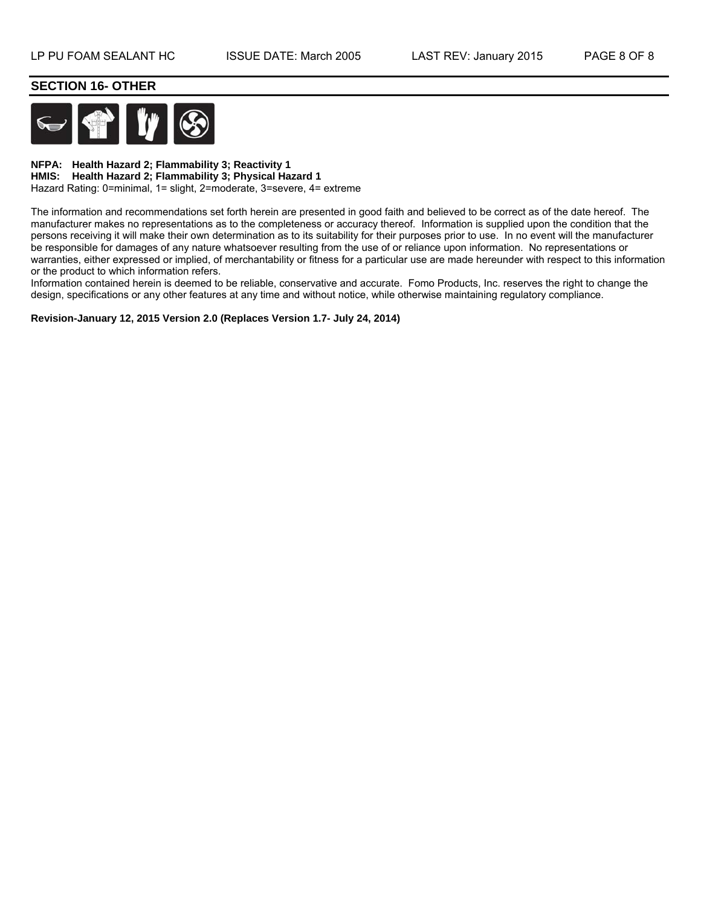## SECTION 16- OTHER

**NFPA: Health Hazard 2; Flammability 3; Reactivity 1**
**HMIS: Health Hazard 2; Flammability 3; Physical Hazard 1**
Hazard Rating: 0=minimal, 1= slight, 2=moderate, 3=severe, 4= extreme

The information and recommendations set forth herein are presented in good faith and believed to be correct as of the date hereof. The manufacturer makes no representations as to the completeness or accuracy thereof. Information is supplied upon the condition that the persons receiving it will make their own determination as to its suitability for their purposes prior to use. In no event will the manufacturer be responsible for damages of any nature whatsoever resulting from the use of or reliance upon information. No representations or warranties, either expressed or implied, of merchantability or fitness for a particular use are made hereunder with respect to this information or the product to which information refers.
Information contained herein is deemed to be reliable, conservative and accurate. Fomo Products, Inc. reserves the right to change the design, specifications or any other features at any time and without notice, while otherwise maintaining regulatory compliance.

**Revision-January 12, 2015 Version 2.0 (Replaces Version 1.7- July 24, 2014)**